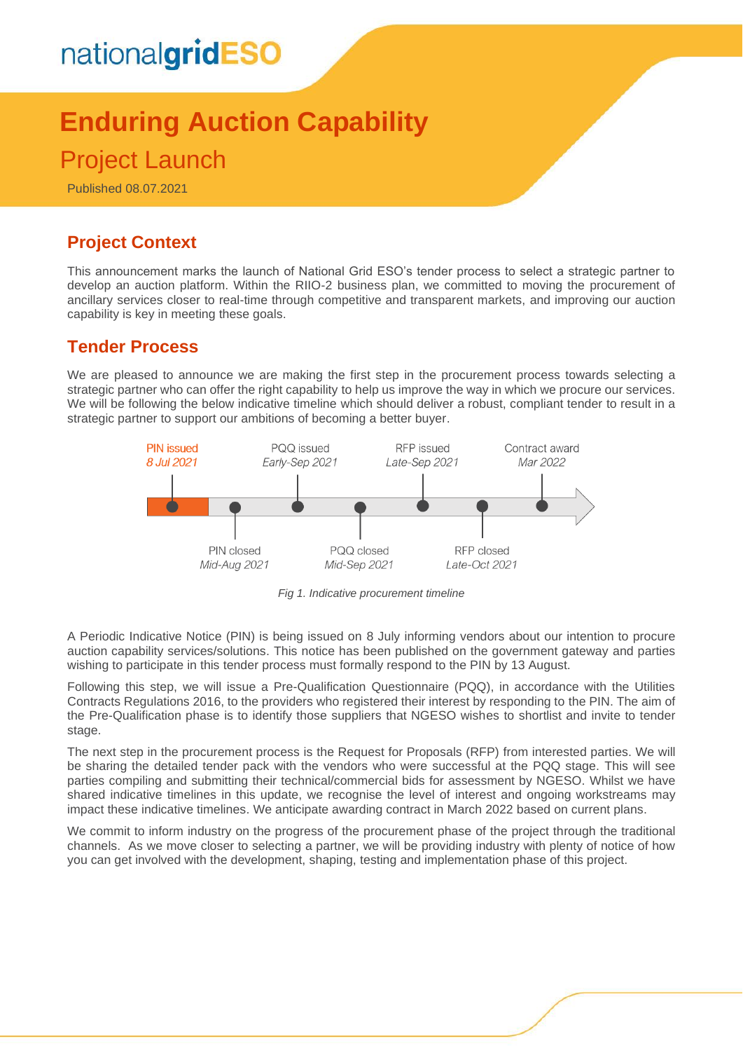nationalgridESO

# Enduring Auction Capability

## Project Launch

Published 08.07.2021

## Project Context

This announcement marks the launch of National Grid ESO's tender process to select a strategic partner to develop an auction platform. Within the RIIO-2 business plan, we committed to moving the procurement of ancillary services closer to real-time through competitive and transparent markets, and improving our auction capability is key in meeting these goals.

## Tender Process

We are pleased to announce we are making the first step in the procurement process towards selecting a strategic partner who can offer the right capability to help us improve the way in which we procure our services. We will be following the below indicative timeline which should deliver a robust, compliant tender to result in a strategic partner to support our ambitions of becoming a better buyer.

| Milestone | Date |
|---|---|
| PIN issued | *8 Jul 2021* |
| PIN closed | *Mid-Aug 2021* |
| PQQ issued | *Early-Sep 2021* |
| PQQ closed | *Mid-Sep 2021* |
| RFP issued | *Late-Sep 2021* |
| RFP closed | *Late-Oct 2021* |
| Contract award | *Mar 2022* |

*Fig 1. Indicative procurement timeline*

A Periodic Indicative Notice (PIN) is being issued on 8 July informing vendors about our intention to procure auction capability services/solutions. This notice has been published on the government gateway and parties wishing to participate in this tender process must formally respond to the PIN by 13 August.

Following this step, we will issue a Pre-Qualification Questionnaire (PQQ), in accordance with the Utilities Contracts Regulations 2016, to the providers who registered their interest by responding to the PIN. The aim of the Pre-Qualification phase is to identify those suppliers that NGESO wishes to shortlist and invite to tender stage.

The next step in the procurement process is the Request for Proposals (RFP) from interested parties. We will be sharing the detailed tender pack with the vendors who were successful at the PQQ stage. This will see parties compiling and submitting their technical/commercial bids for assessment by NGESO. Whilst we have shared indicative timelines in this update, we recognise the level of interest and ongoing workstreams may impact these indicative timelines. We anticipate awarding contract in March 2022 based on current plans.

We commit to inform industry on the progress of the procurement phase of the project through the traditional channels. As we move closer to selecting a partner, we will be providing industry with plenty of notice of how you can get involved with the development, shaping, testing and implementation phase of this project.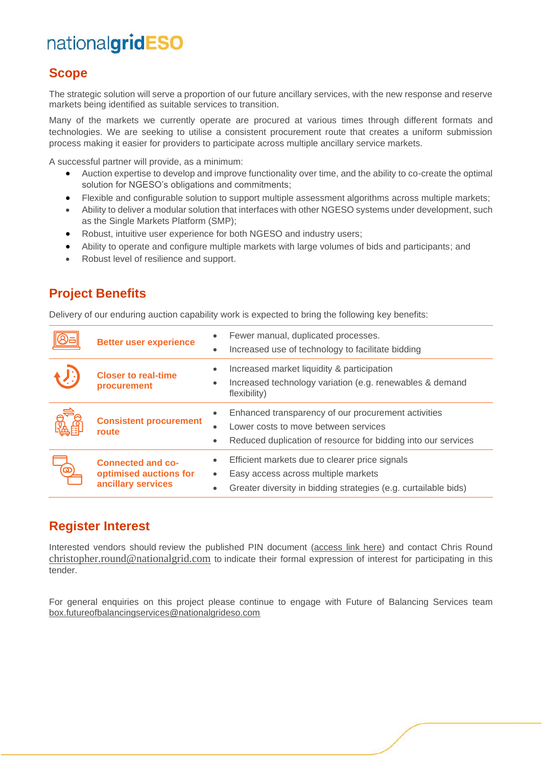## Scope

The strategic solution will serve a proportion of our future ancillary services, with the new response and reserve markets being identified as suitable services to transition.

Many of the markets we currently operate are procured at various times through different formats and technologies. We are seeking to utilise a consistent procurement route that creates a uniform submission process making it easier for providers to participate across multiple ancillary service markets.

A successful partner will provide, as a minimum:

- Auction expertise to develop and improve functionality over time, and the ability to co-create the optimal solution for NGESO's obligations and commitments;
- Flexible and configurable solution to support multiple assessment algorithms across multiple markets;
- Ability to deliver a modular solution that interfaces with other NGESO systems under development, such as the Single Markets Platform (SMP);
- Robust, intuitive user experience for both NGESO and industry users;
- Ability to operate and configure multiple markets with large volumes of bids and participants; and
- Robust level of resilience and support.

## Project Benefits

Delivery of our enduring auction capability work is expected to bring the following key benefits:

| | |
|---|---|
| **Better user experience** | • Fewer manual, duplicated processes.<br>• Increased use of technology to facilitate bidding |
| **Closer to real-time procurement** | • Increased market liquidity & participation<br>• Increased technology variation (e.g. renewables & demand flexibility) |
| **Consistent procurement route** | • Enhanced transparency of our procurement activities<br>• Lower costs to move between services<br>• Reduced duplication of resource for bidding into our services |
| **Connected and co-optimised auctions for ancillary services** | • Efficient markets due to clearer price signals<br>• Easy access across multiple markets<br>• Greater diversity in bidding strategies (e.g. curtailable bids) |

## Register Interest

Interested vendors should review the published PIN document (access link here) and contact Chris Round christopher.round@nationalgrid.com to indicate their formal expression of interest for participating in this tender.

For general enquiries on this project please continue to engage with Future of Balancing Services team box.futureofbalancingservices@nationalgrideso.com